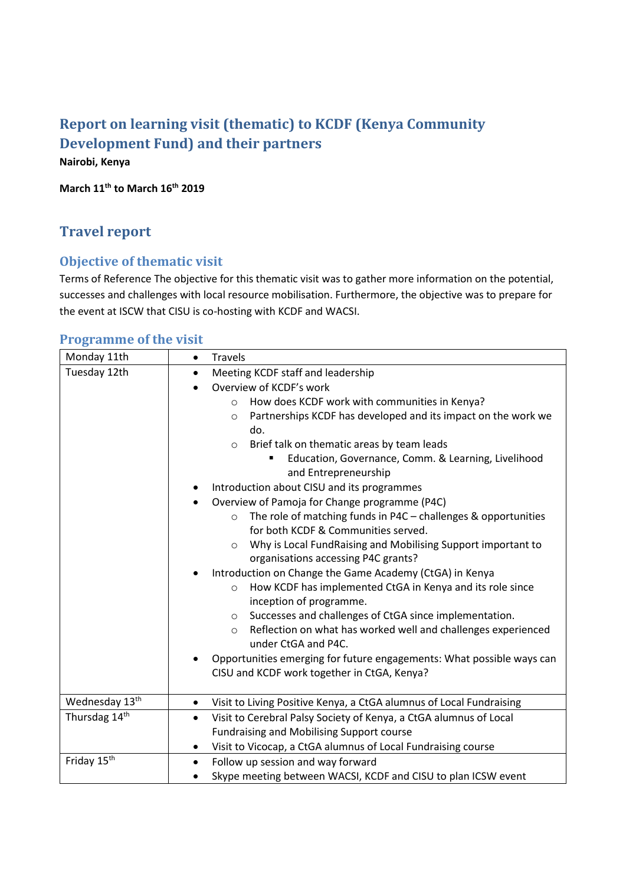# Report on learning visit (thematic) to KCDF (Kenya Community Development Fund) and their partners

**Nairobi, Kenya**

**March 11th to March 16th 2019**

## Travel report

### Objective of thematic visit

Terms of Reference The objective for this thematic visit was to gather more information on the potential, successes and challenges with local resource mobilisation. Furthermore, the objective was to prepare for the event at ISCW that CISU is co-hosting with KCDF and WACSI.

### Programme of the visit

| | |
|---|---|
| Monday 11th | • Travels |
| Tuesday 12th | • Meeting KCDF staff and leadership<br>• Overview of KCDF's work<br>  ○ How does KCDF work with communities in Kenya?<br>  ○ Partnerships KCDF has developed and its impact on the work we do.<br>  ○ Brief talk on thematic areas by team leads<br>    ▪ Education, Governance, Comm. & Learning, Livelihood and Entrepreneurship<br>• Introduction about CISU and its programmes<br>• Overview of Pamoja for Change programme (P4C)<br>  ○ The role of matching funds in P4C – challenges & opportunities for both KCDF & Communities served.<br>  ○ Why is Local FundRaising and Mobilising Support important to organisations accessing P4C grants?<br>• Introduction on Change the Game Academy (CtGA) in Kenya<br>  ○ How KCDF has implemented CtGA in Kenya and its role since inception of programme.<br>  ○ Successes and challenges of CtGA since implementation.<br>  ○ Reflection on what has worked well and challenges experienced under CtGA and P4C.<br>• Opportunities emerging for future engagements: What possible ways can CISU and KCDF work together in CtGA, Kenya? |
| Wednesday 13th | • Visit to Living Positive Kenya, a CtGA alumnus of Local Fundraising |
| Thursdag 14th | • Visit to Cerebral Palsy Society of Kenya, a CtGA alumnus of Local Fundraising and Mobilising Support course<br>• Visit to Vicocap, a CtGA alumnus of Local Fundraising course |
| Friday 15th | • Follow up session and way forward<br>• Skype meeting between WACSI, KCDF and CISU to plan ICSW event |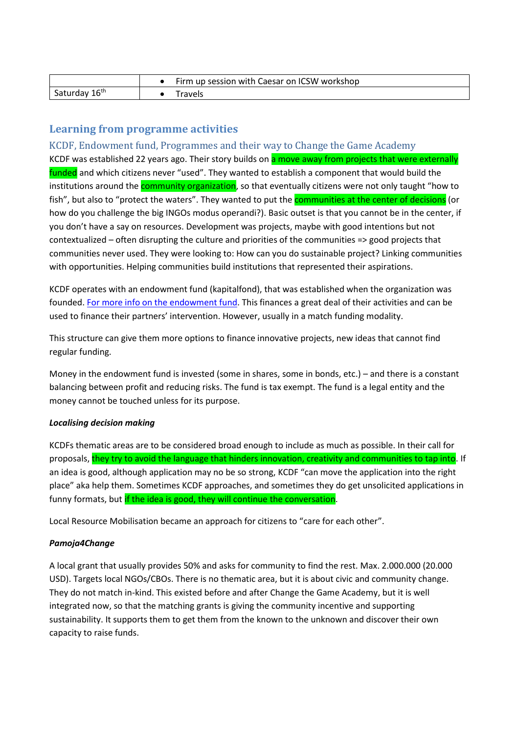| | |
|---|---|
| | • Firm up session with Caesar on ICSW workshop |
| Saturday 16th | • Travels |

## Learning from programme activities

### KCDF, Endowment fund, Programmes and their way to Change the Game Academy

KCDF was established 22 years ago. Their story builds on a move away from projects that were externally funded and which citizens never "used". They wanted to establish a component that would build the institutions around the community organization, so that eventually citizens were not only taught "how to fish", but also to "protect the waters". They wanted to put the communities at the center of decisions (or how do you challenge the big INGOs modus operandi?). Basic outset is that you cannot be in the center, if you don't have a say on resources. Development was projects, maybe with good intentions but not contextualized – often disrupting the culture and priorities of the communities => good projects that communities never used. They were looking to: How can you do sustainable project? Linking communities with opportunities. Helping communities build institutions that represented their aspirations.

KCDF operates with an endowment fund (kapitalfond), that was established when the organization was founded. For more info on the endowment fund. This finances a great deal of their activities and can be used to finance their partners' intervention. However, usually in a match funding modality.

This structure can give them more options to finance innovative projects, new ideas that cannot find regular funding.

Money in the endowment fund is invested (some in shares, some in bonds, etc.) – and there is a constant balancing between profit and reducing risks. The fund is tax exempt. The fund is a legal entity and the money cannot be touched unless for its purpose.

***Localising decision making***

KCDFs thematic areas are to be considered broad enough to include as much as possible. In their call for proposals, they try to avoid the language that hinders innovation, creativity and communities to tap into. If an idea is good, although application may no be so strong, KCDF "can move the application into the right place" aka help them. Sometimes KCDF approaches, and sometimes they do get unsolicited applications in funny formats, but if the idea is good, they will continue the conversation.

Local Resource Mobilisation became an approach for citizens to "care for each other".

***Pamoja4Change***

A local grant that usually provides 50% and asks for community to find the rest. Max. 2.000.000 (20.000 USD). Targets local NGOs/CBOs. There is no thematic area, but it is about civic and community change. They do not match in-kind. This existed before and after Change the Game Academy, but it is well integrated now, so that the matching grants is giving the community incentive and supporting sustainability. It supports them to get them from the known to the unknown and discover their own capacity to raise funds.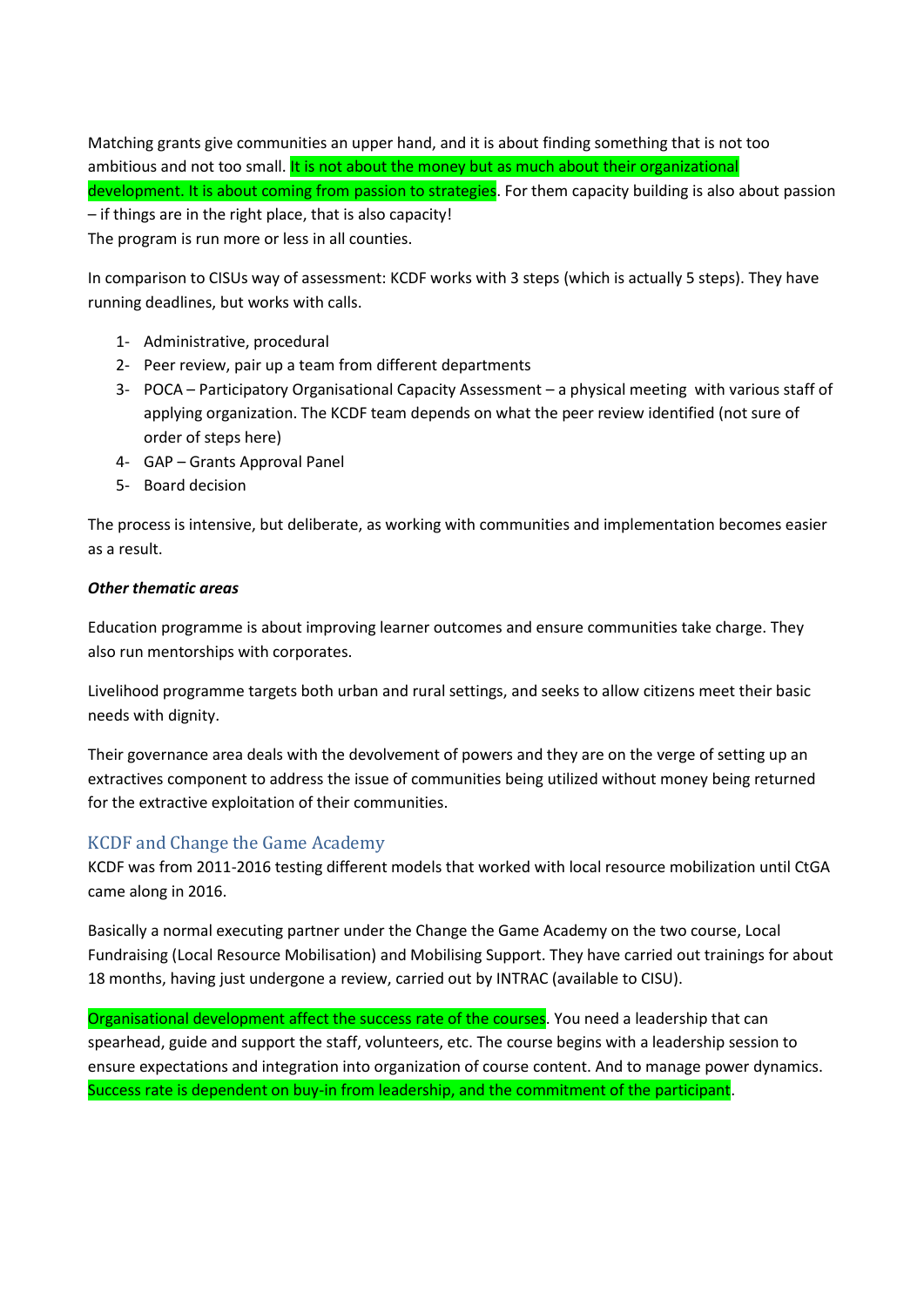Matching grants give communities an upper hand, and it is about finding something that is not too ambitious and not too small. It is not about the money but as much about their organizational development. It is about coming from passion to strategies. For them capacity building is also about passion – if things are in the right place, that is also capacity!
The program is run more or less in all counties.

In comparison to CISUs way of assessment: KCDF works with 3 steps (which is actually 5 steps). They have running deadlines, but works with calls.

1- Administrative, procedural
2- Peer review, pair up a team from different departments
3- POCA – Participatory Organisational Capacity Assessment – a physical meeting with various staff of applying organization. The KCDF team depends on what the peer review identified (not sure of order of steps here)
4- GAP – Grants Approval Panel
5- Board decision

The process is intensive, but deliberate, as working with communities and implementation becomes easier as a result.

***Other thematic areas***

Education programme is about improving learner outcomes and ensure communities take charge. They also run mentorships with corporates.

Livelihood programme targets both urban and rural settings, and seeks to allow citizens meet their basic needs with dignity.

Their governance area deals with the devolvement of powers and they are on the verge of setting up an extractives component to address the issue of communities being utilized without money being returned for the extractive exploitation of their communities.

## KCDF and Change the Game Academy

KCDF was from 2011-2016 testing different models that worked with local resource mobilization until CtGA came along in 2016.

Basically a normal executing partner under the Change the Game Academy on the two course, Local Fundraising (Local Resource Mobilisation) and Mobilising Support. They have carried out trainings for about 18 months, having just undergone a review, carried out by INTRAC (available to CISU).

Organisational development affect the success rate of the courses. You need a leadership that can spearhead, guide and support the staff, volunteers, etc. The course begins with a leadership session to ensure expectations and integration into organization of course content. And to manage power dynamics. Success rate is dependent on buy-in from leadership, and the commitment of the participant.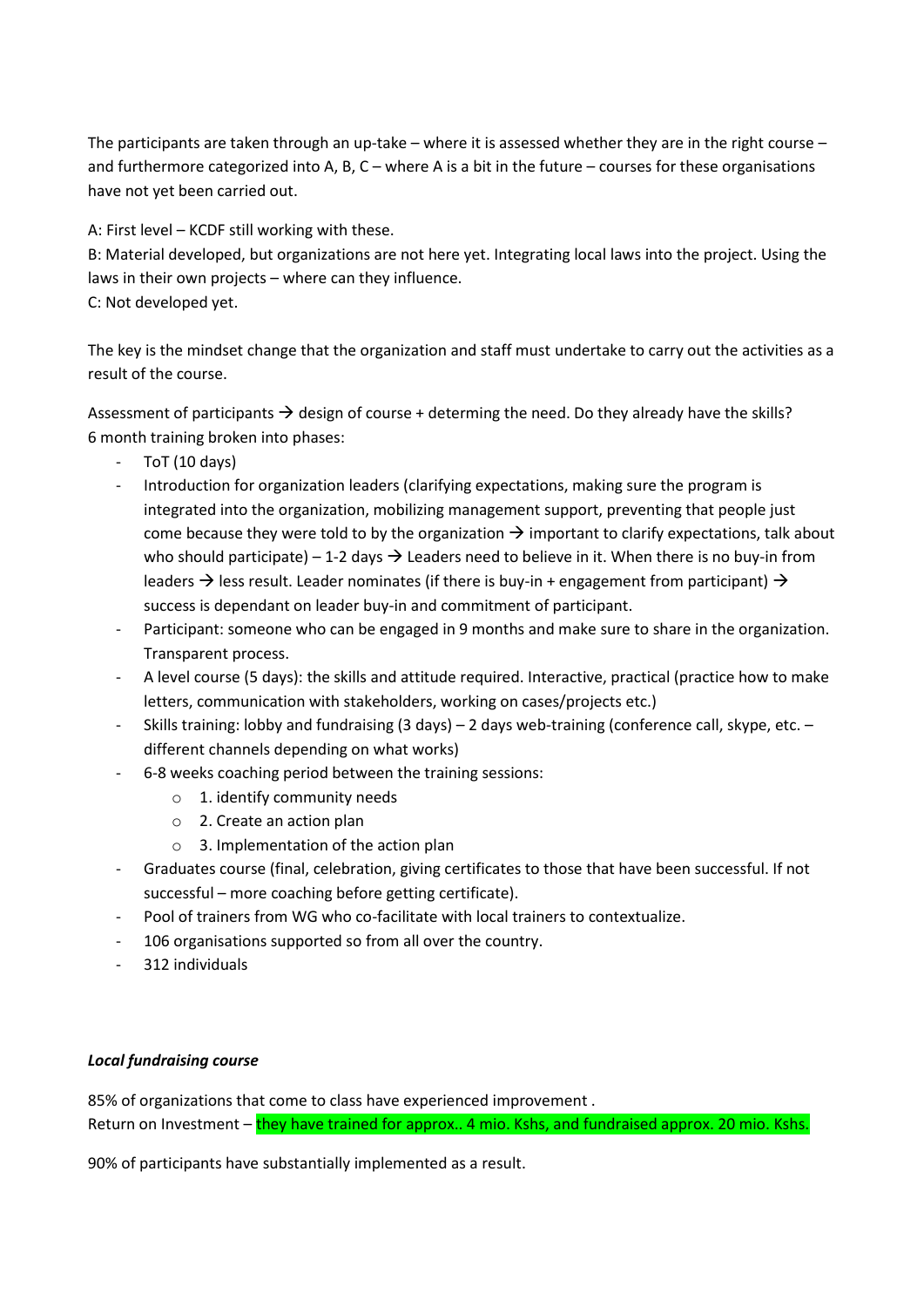The participants are taken through an up-take – where it is assessed whether they are in the right course – and furthermore categorized into A, B, C – where A is a bit in the future – courses for these organisations have not yet been carried out.

A: First level – KCDF still working with these.
B: Material developed, but organizations are not here yet. Integrating local laws into the project. Using the laws in their own projects – where can they influence.
C: Not developed yet.

The key is the mindset change that the organization and staff must undertake to carry out the activities as a result of the course.

Assessment of participants → design of course + determing the need. Do they already have the skills?
6 month training broken into phases:

- ToT (10 days)
- Introduction for organization leaders (clarifying expectations, making sure the program is integrated into the organization, mobilizing management support, preventing that people just come because they were told to by the organization → important to clarify expectations, talk about who should participate) – 1-2 days → Leaders need to believe in it. When there is no buy-in from leaders → less result. Leader nominates (if there is buy-in + engagement from participant) → success is dependant on leader buy-in and commitment of participant.
- Participant: someone who can be engaged in 9 months and make sure to share in the organization. Transparent process.
- A level course (5 days): the skills and attitude required. Interactive, practical (practice how to make letters, communication with stakeholders, working on cases/projects etc.)
- Skills training: lobby and fundraising (3 days) – 2 days web-training (conference call, skype, etc. – different channels depending on what works)
- 6-8 weeks coaching period between the training sessions:
  - 1. identify community needs
  - 2. Create an action plan
  - 3. Implementation of the action plan
- Graduates course (final, celebration, giving certificates to those that have been successful. If not successful – more coaching before getting certificate).
- Pool of trainers from WG who co-facilitate with local trainers to contextualize.
- 106 organisations supported so from all over the country.
- 312 individuals

***Local fundraising course***

85% of organizations that come to class have experienced improvement .
Return on Investment – they have trained for approx.. 4 mio. Kshs, and fundraised approx. 20 mio. Kshs.

90% of participants have substantially implemented as a result.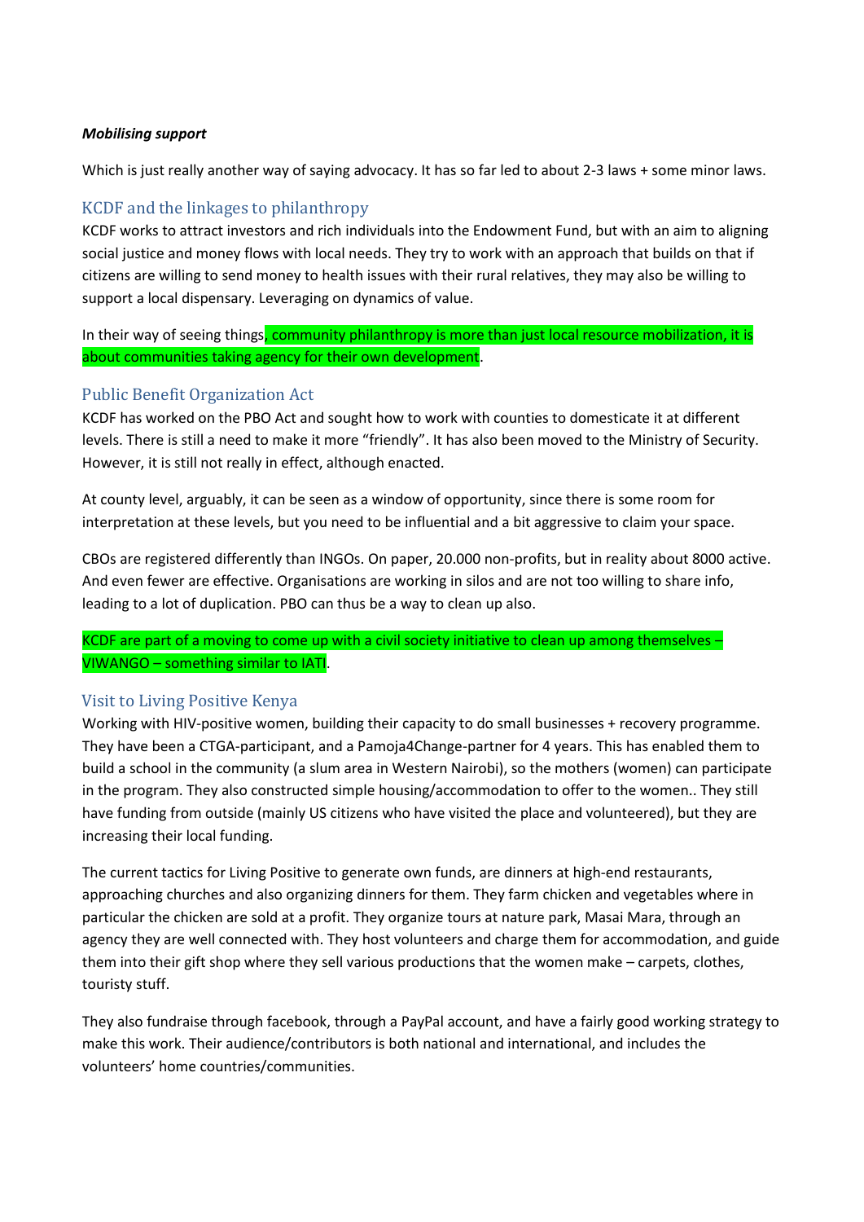***Mobilising support***

Which is just really another way of saying advocacy. It has so far led to about 2-3 laws + some minor laws.

## KCDF and the linkages to philanthropy

KCDF works to attract investors and rich individuals into the Endowment Fund, but with an aim to aligning social justice and money flows with local needs. They try to work with an approach that builds on that if citizens are willing to send money to health issues with their rural relatives, they may also be willing to support a local dispensary. Leveraging on dynamics of value.

In their way of seeing things, community philanthropy is more than just local resource mobilization, it is about communities taking agency for their own development.

## Public Benefit Organization Act

KCDF has worked on the PBO Act and sought how to work with counties to domesticate it at different levels. There is still a need to make it more "friendly". It has also been moved to the Ministry of Security. However, it is still not really in effect, although enacted.

At county level, arguably, it can be seen as a window of opportunity, since there is some room for interpretation at these levels, but you need to be influential and a bit aggressive to claim your space.

CBOs are registered differently than INGOs. On paper, 20.000 non-profits, but in reality about 8000 active. And even fewer are effective. Organisations are working in silos and are not too willing to share info, leading to a lot of duplication. PBO can thus be a way to clean up also.

KCDF are part of a moving to come up with a civil society initiative to clean up among themselves – VIWANGO – something similar to IATI.

## Visit to Living Positive Kenya

Working with HIV-positive women, building their capacity to do small businesses + recovery programme. They have been a CTGA-participant, and a Pamoja4Change-partner for 4 years. This has enabled them to build a school in the community (a slum area in Western Nairobi), so the mothers (women) can participate in the program. They also constructed simple housing/accommodation to offer to the women.. They still have funding from outside (mainly US citizens who have visited the place and volunteered), but they are increasing their local funding.

The current tactics for Living Positive to generate own funds, are dinners at high-end restaurants, approaching churches and also organizing dinners for them. They farm chicken and vegetables where in particular the chicken are sold at a profit. They organize tours at nature park, Masai Mara, through an agency they are well connected with. They host volunteers and charge them for accommodation, and guide them into their gift shop where they sell various productions that the women make – carpets, clothes, touristy stuff.

They also fundraise through facebook, through a PayPal account, and have a fairly good working strategy to make this work. Their audience/contributors is both national and international, and includes the volunteers' home countries/communities.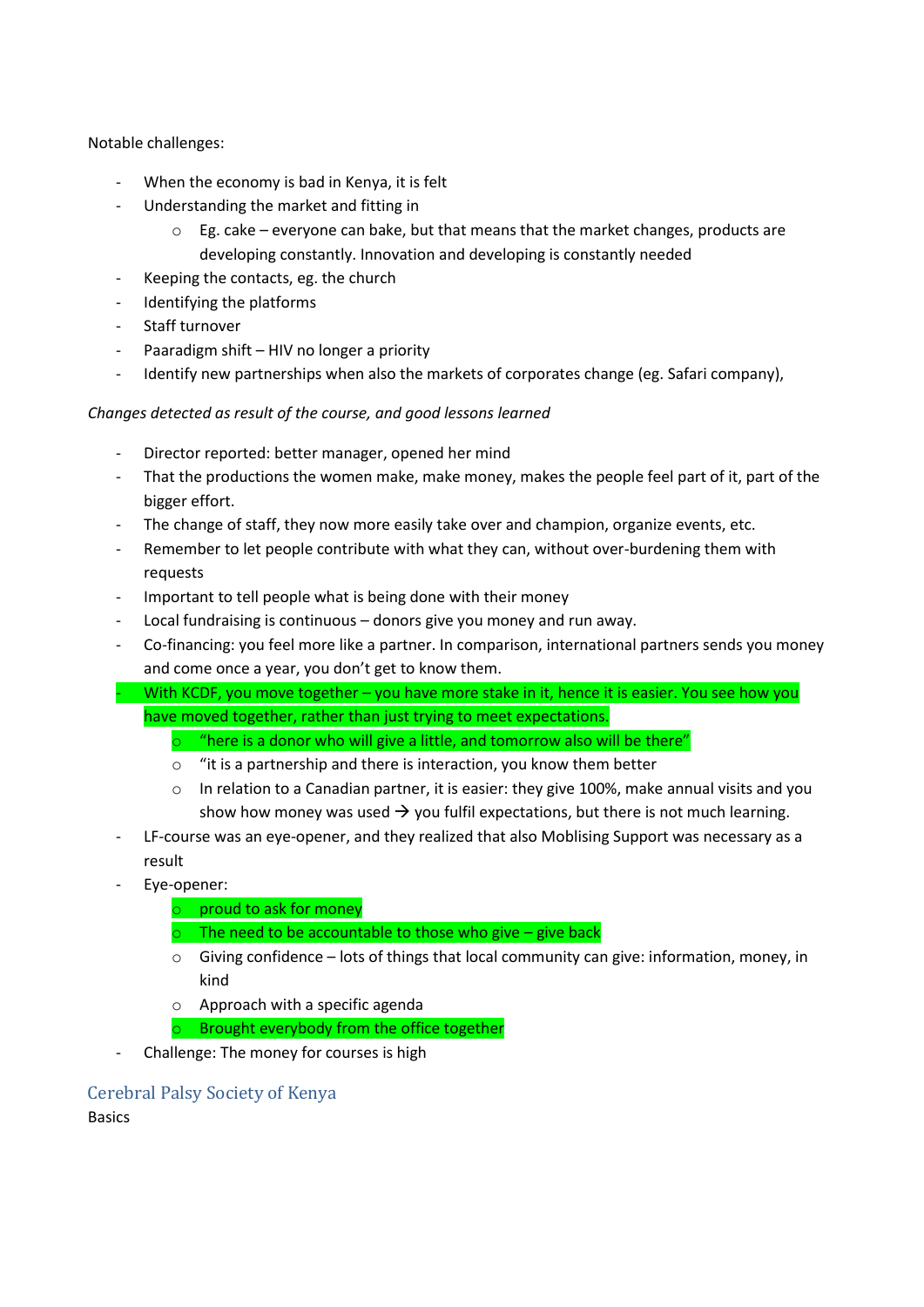Notable challenges:

- When the economy is bad in Kenya, it is felt
- Understanding the market and fitting in
    - Eg. cake – everyone can bake, but that means that the market changes, products are developing constantly. Innovation and developing is constantly needed
- Keeping the contacts, eg. the church
- Identifying the platforms
- Staff turnover
- Paaradigm shift – HIV no longer a priority
- Identify new partnerships when also the markets of corporates change (eg. Safari company),

*Changes detected as result of the course, and good lessons learned*

- Director reported: better manager, opened her mind
- That the productions the women make, make money, makes the people feel part of it, part of the bigger effort.
- The change of staff, they now more easily take over and champion, organize events, etc.
- Remember to let people contribute with what they can, without over-burdening them with requests
- Important to tell people what is being done with their money
- Local fundraising is continuous – donors give you money and run away.
- Co-financing: you feel more like a partner. In comparison, international partners sends you money and come once a year, you don't get to know them.
- With KCDF, you move together – you have more stake in it, hence it is easier. You see how you have moved together, rather than just trying to meet expectations.
    - "here is a donor who will give a little, and tomorrow also will be there"
    - "it is a partnership and there is interaction, you know them better
    - In relation to a Canadian partner, it is easier: they give 100%, make annual visits and you show how money was used → you fulfil expectations, but there is not much learning.
- LF-course was an eye-opener, and they realized that also Moblising Support was necessary as a result
- Eye-opener:
    - proud to ask for money
    - The need to be accountable to those who give – give back
    - Giving confidence – lots of things that local community can give: information, money, in kind
    - Approach with a specific agenda
    - Brought everybody from the office together
- Challenge: The money for courses is high

## Cerebral Palsy Society of Kenya

Basics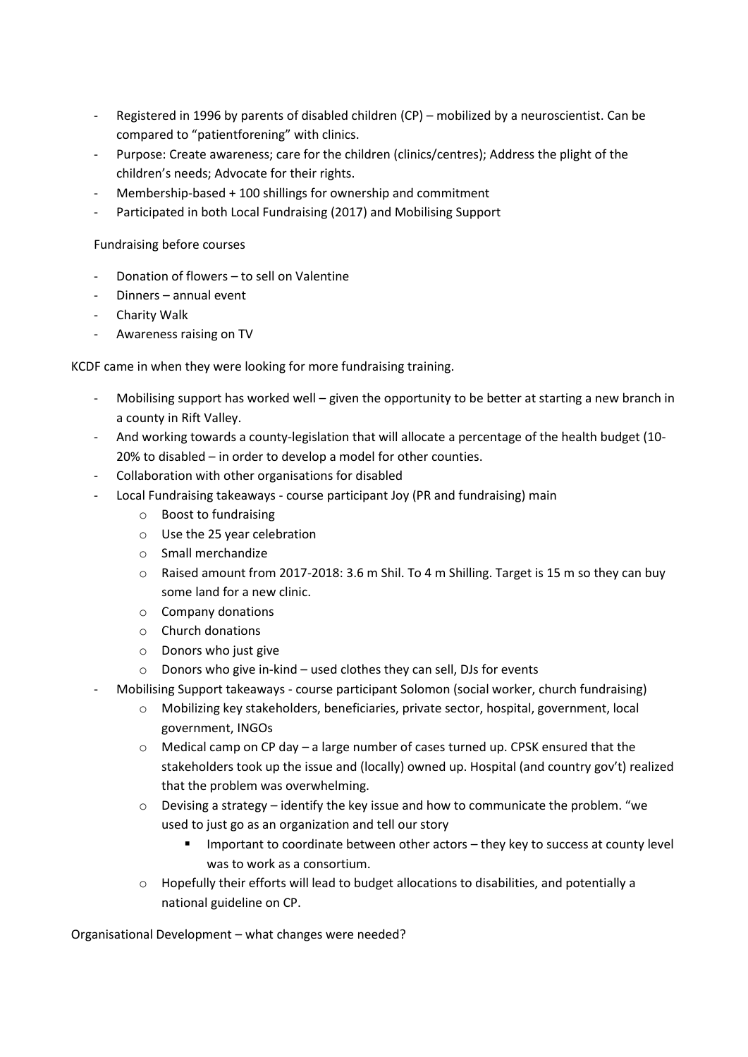- Registered in 1996 by parents of disabled children (CP) – mobilized by a neuroscientist. Can be compared to "patientforening" with clinics.
- Purpose: Create awareness; care for the children (clinics/centres); Address the plight of the children's needs; Advocate for their rights.
- Membership-based + 100 shillings for ownership and commitment
- Participated in both Local Fundraising (2017) and Mobilising Support

Fundraising before courses

- Donation of flowers – to sell on Valentine
- Dinners – annual event
- Charity Walk
- Awareness raising on TV

KCDF came in when they were looking for more fundraising training.

- Mobilising support has worked well – given the opportunity to be better at starting a new branch in a county in Rift Valley.
- And working towards a county-legislation that will allocate a percentage of the health budget (10-20% to disabled – in order to develop a model for other counties.
- Collaboration with other organisations for disabled
- Local Fundraising takeaways - course participant Joy (PR and fundraising) main
  - Boost to fundraising
  - Use the 25 year celebration
  - Small merchandize
  - Raised amount from 2017-2018: 3.6 m Shil. To 4 m Shilling. Target is 15 m so they can buy some land for a new clinic.
  - Company donations
  - Church donations
  - Donors who just give
  - Donors who give in-kind – used clothes they can sell, DJs for events
- Mobilising Support takeaways - course participant Solomon (social worker, church fundraising)
  - Mobilizing key stakeholders, beneficiaries, private sector, hospital, government, local government, INGOs
  - Medical camp on CP day – a large number of cases turned up. CPSK ensured that the stakeholders took up the issue and (locally) owned up. Hospital (and country gov't) realized that the problem was overwhelming.
  - Devising a strategy – identify the key issue and how to communicate the problem. "we used to just go as an organization and tell our story
    - Important to coordinate between other actors – they key to success at county level was to work as a consortium.
  - Hopefully their efforts will lead to budget allocations to disabilities, and potentially a national guideline on CP.

Organisational Development – what changes were needed?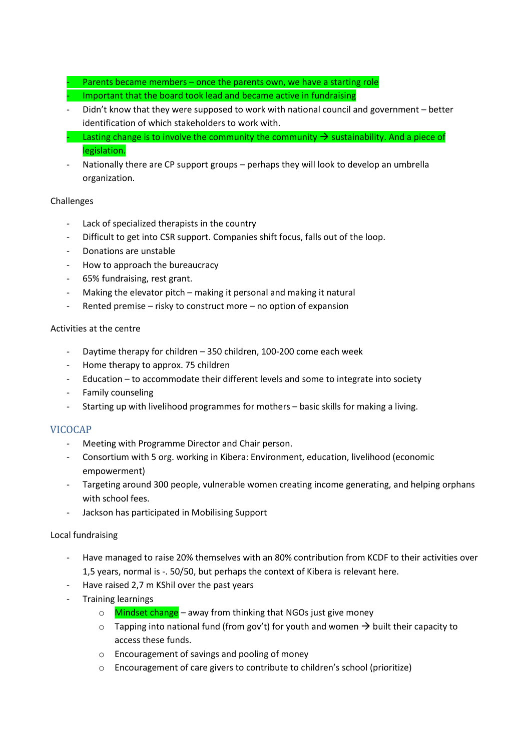- Parents became members – once the parents own, we have a starting role
- Important that the board took lead and became active in fundraising
- Didn't know that they were supposed to work with national council and government – better identification of which stakeholders to work with.
- Lasting change is to involve the community the community → sustainability. And a piece of legislation.
- Nationally there are CP support groups – perhaps they will look to develop an umbrella organization.

Challenges

- Lack of specialized therapists in the country
- Difficult to get into CSR support. Companies shift focus, falls out of the loop.
- Donations are unstable
- How to approach the bureaucracy
- 65% fundraising, rest grant.
- Making the elevator pitch – making it personal and making it natural
- Rented premise – risky to construct more – no option of expansion

Activities at the centre

- Daytime therapy for children – 350 children, 100-200 come each week
- Home therapy to approx. 75 children
- Education – to accommodate their different levels and some to integrate into society
- Family counseling
- Starting up with livelihood programmes for mothers – basic skills for making a living.

## VICOCAP

- Meeting with Programme Director and Chair person.
- Consortium with 5 org. working in Kibera: Environment, education, livelihood (economic empowerment)
- Targeting around 300 people, vulnerable women creating income generating, and helping orphans with school fees.
- Jackson has participated in Mobilising Support

Local fundraising

- Have managed to raise 20% themselves with an 80% contribution from KCDF to their activities over 1,5 years, normal is -. 50/50, but perhaps the context of Kibera is relevant here.
- Have raised 2,7 m KShil over the past years
- Training learnings
  - Mindset change – away from thinking that NGOs just give money
  - Tapping into national fund (from gov't) for youth and women → built their capacity to access these funds.
  - Encouragement of savings and pooling of money
  - Encouragement of care givers to contribute to children's school (prioritize)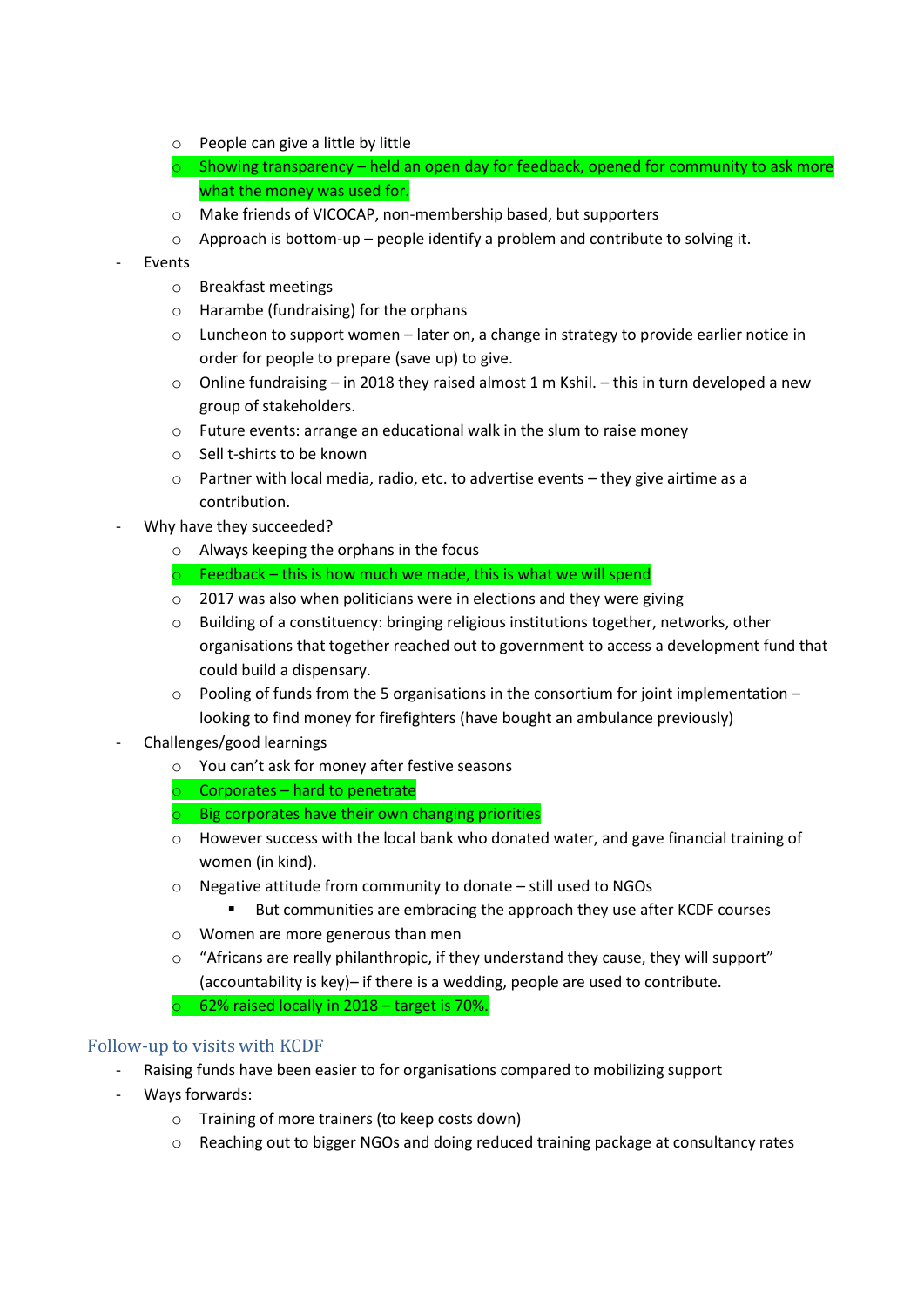- People can give a little by little
  - Showing transparency – held an open day for feedback, opened for community to ask more what the money was used for.
  - Make friends of VICOCAP, non-membership based, but supporters
  - Approach is bottom-up – people identify a problem and contribute to solving it.
- Events
  - Breakfast meetings
  - Harambe (fundraising) for the orphans
  - Luncheon to support women – later on, a change in strategy to provide earlier notice in order for people to prepare (save up) to give.
  - Online fundraising – in 2018 they raised almost 1 m Kshil. – this in turn developed a new group of stakeholders.
  - Future events: arrange an educational walk in the slum to raise money
  - Sell t-shirts to be known
  - Partner with local media, radio, etc. to advertise events – they give airtime as a contribution.
- Why have they succeeded?
  - Always keeping the orphans in the focus
  - Feedback – this is how much we made, this is what we will spend
  - 2017 was also when politicians were in elections and they were giving
  - Building of a constituency: bringing religious institutions together, networks, other organisations that together reached out to government to access a development fund that could build a dispensary.
  - Pooling of funds from the 5 organisations in the consortium for joint implementation – looking to find money for firefighters (have bought an ambulance previously)
- Challenges/good learnings
  - You can't ask for money after festive seasons
  - Corporates – hard to penetrate
  - Big corporates have their own changing priorities
  - However success with the local bank who donated water, and gave financial training of women (in kind).
  - Negative attitude from community to donate – still used to NGOs
    - But communities are embracing the approach they use after KCDF courses
  - Women are more generous than men
  - "Africans are really philanthropic, if they understand they cause, they will support" (accountability is key)– if there is a wedding, people are used to contribute.
  - 62% raised locally in 2018 – target is 70%.

## Follow-up to visits with KCDF

- Raising funds have been easier to for organisations compared to mobilizing support
- Ways forwards:
  - Training of more trainers (to keep costs down)
  - Reaching out to bigger NGOs and doing reduced training package at consultancy rates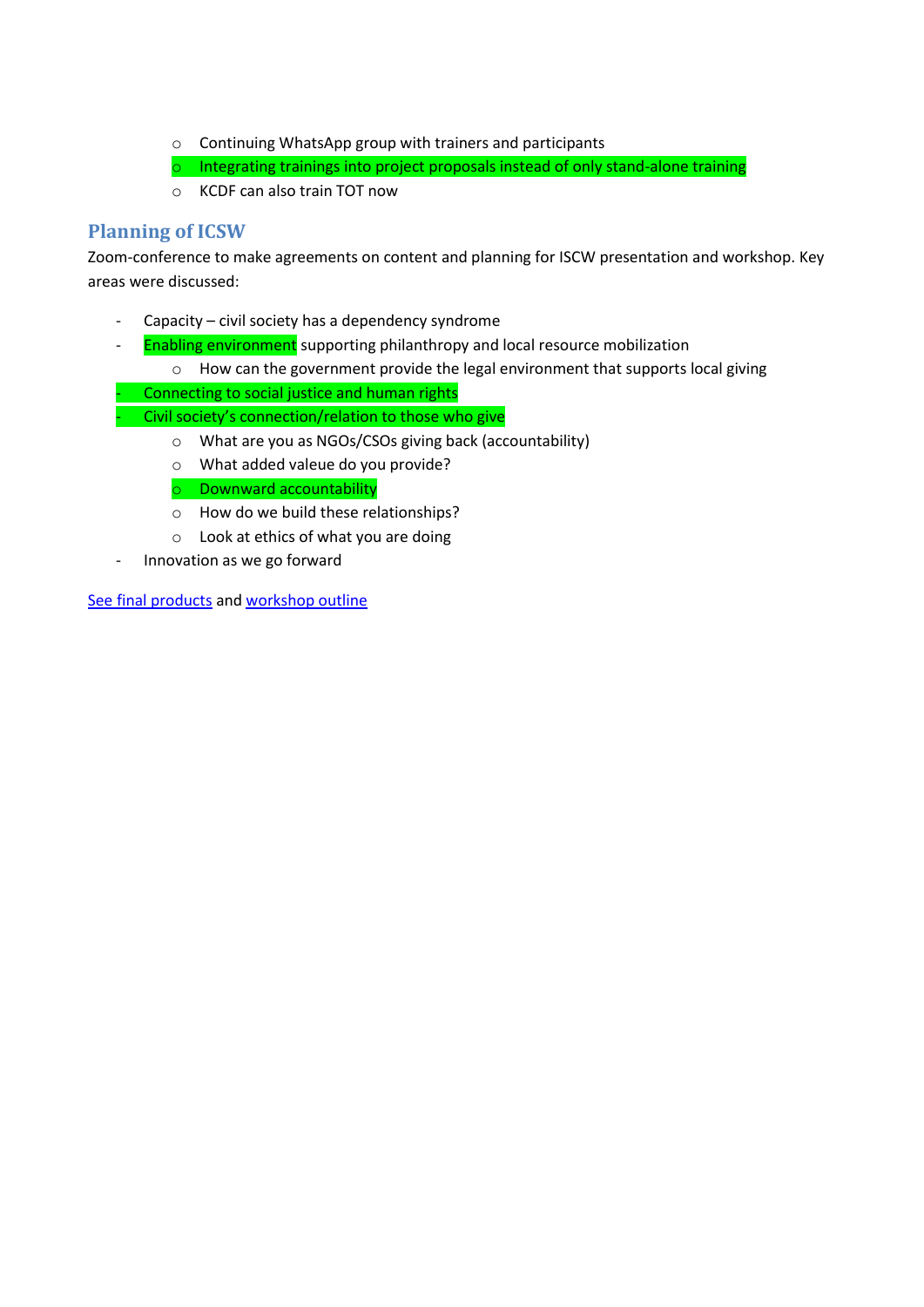- Continuing WhatsApp group with trainers and participants
  - Integrating trainings into project proposals instead of only stand-alone training
  - KCDF can also train TOT now

## Planning of ICSW

Zoom-conference to make agreements on content and planning for ISCW presentation and workshop. Key areas were discussed:

- Capacity – civil society has a dependency syndrome
- Enabling environment supporting philanthropy and local resource mobilization
  - How can the government provide the legal environment that supports local giving
- Connecting to social justice and human rights
- Civil society's connection/relation to those who give
  - What are you as NGOs/CSOs giving back (accountability)
  - What added valeue do you provide?
  - Downward accountability
  - How do we build these relationships?
  - Look at ethics of what you are doing
- Innovation as we go forward

See final products and workshop outline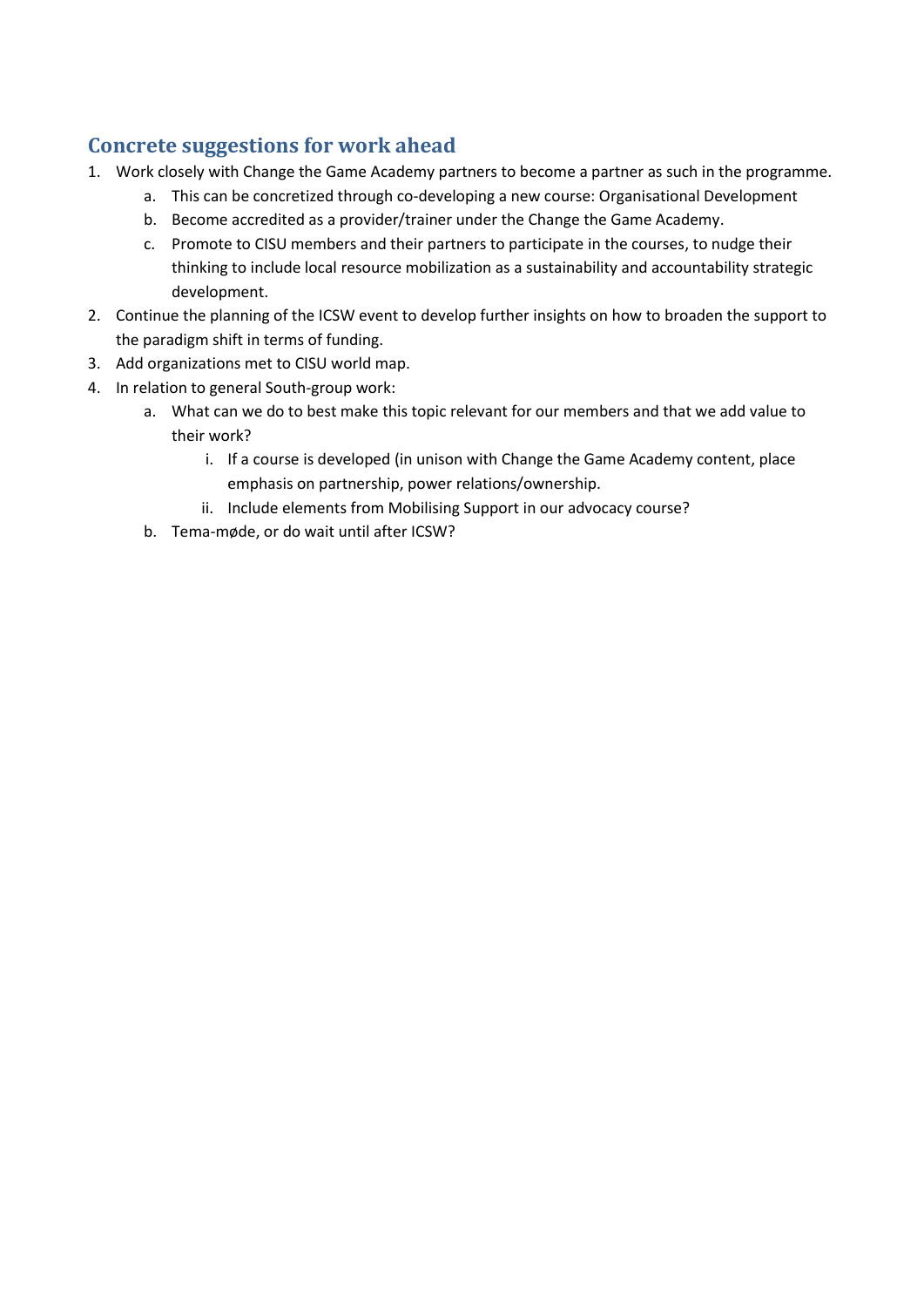## Concrete suggestions for work ahead

1. Work closely with Change the Game Academy partners to become a partner as such in the programme.
    a. This can be concretized through co-developing a new course: Organisational Development
    b. Become accredited as a provider/trainer under the Change the Game Academy.
    c. Promote to CISU members and their partners to participate in the courses, to nudge their thinking to include local resource mobilization as a sustainability and accountability strategic development.
2. Continue the planning of the ICSW event to develop further insights on how to broaden the support to the paradigm shift in terms of funding.
3. Add organizations met to CISU world map.
4. In relation to general South-group work:
    a. What can we do to best make this topic relevant for our members and that we add value to their work?
        i. If a course is developed (in unison with Change the Game Academy content, place emphasis on partnership, power relations/ownership.
        ii. Include elements from Mobilising Support in our advocacy course?
    b. Tema-møde, or do wait until after ICSW?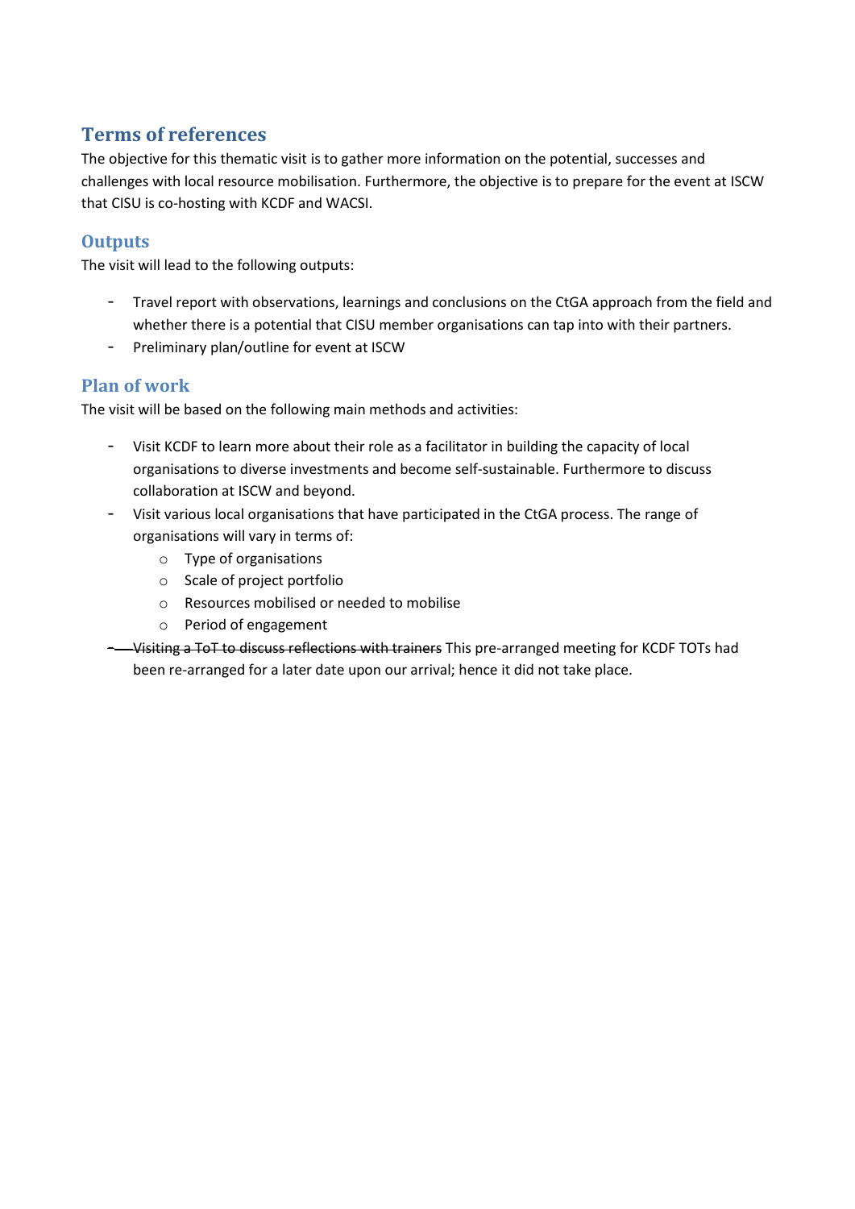## Terms of references

The objective for this thematic visit is to gather more information on the potential, successes and challenges with local resource mobilisation. Furthermore, the objective is to prepare for the event at ISCW that CISU is co-hosting with KCDF and WACSI.

### Outputs

The visit will lead to the following outputs:

- Travel report with observations, learnings and conclusions on the CtGA approach from the field and whether there is a potential that CISU member organisations can tap into with their partners.
- Preliminary plan/outline for event at ISCW

### Plan of work

The visit will be based on the following main methods and activities:

- Visit KCDF to learn more about their role as a facilitator in building the capacity of local organisations to diverse investments and become self-sustainable. Furthermore to discuss collaboration at ISCW and beyond.
- Visit various local organisations that have participated in the CtGA process. The range of organisations will vary in terms of:
  - Type of organisations
  - Scale of project portfolio
  - Resources mobilised or needed to mobilise
  - Period of engagement
- ~~Visiting a ToT to discuss reflections with trainers~~ This pre-arranged meeting for KCDF TOTs had been re-arranged for a later date upon our arrival; hence it did not take place.